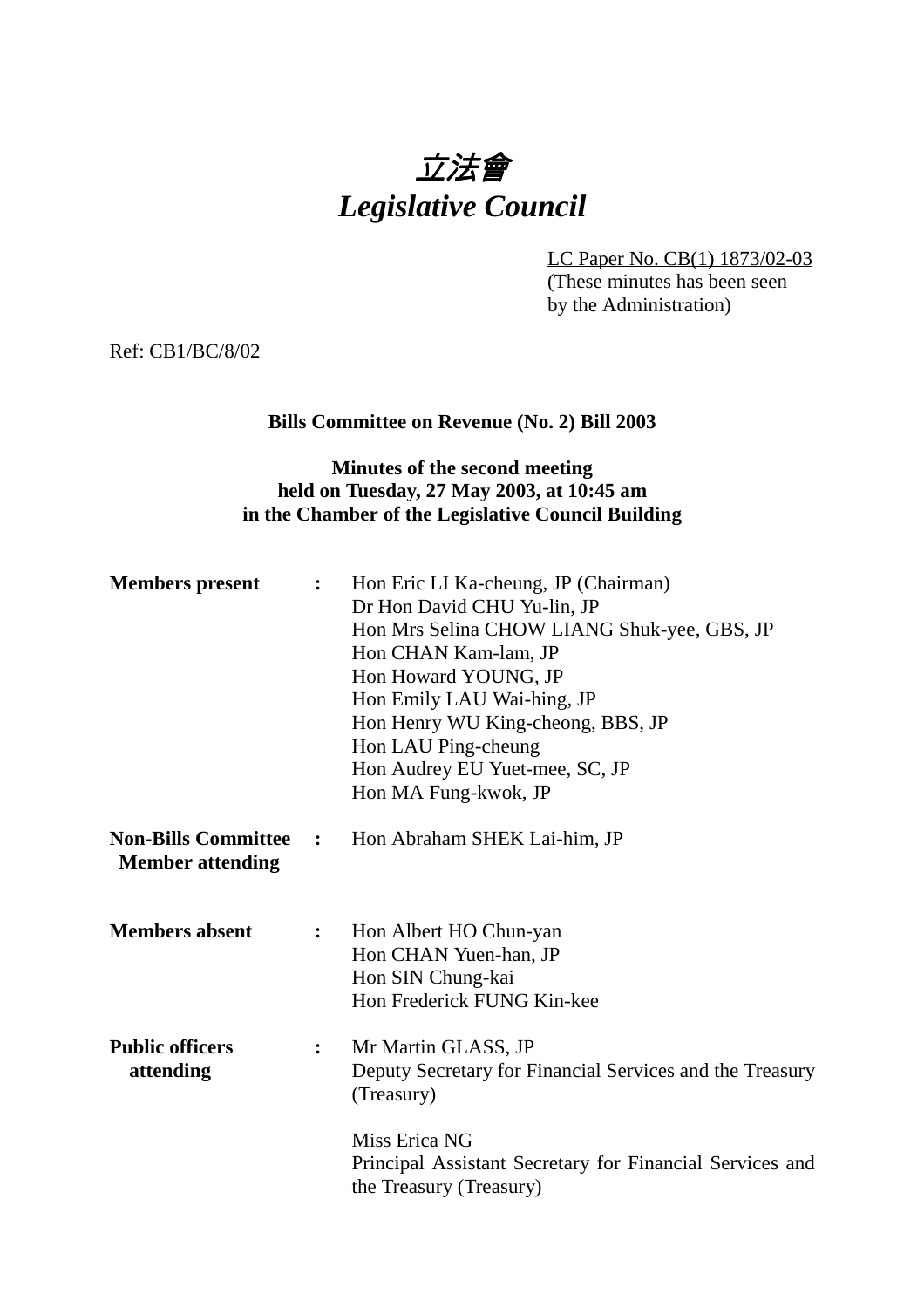# *立法會*
# *Legislative Council*

LC Paper No. CB(1) 1873/02-03
(These minutes has been seen by the Administration)

Ref: CB1/BC/8/02

**Bills Committee on Revenue (No. 2) Bill 2003**

**Minutes of the second meeting held on Tuesday, 27 May 2003, at 10:45 am in the Chamber of the Legislative Council Building**

| | | |
|---|---|---|
| **Members present** | **:** | Hon Eric LI Ka-cheung, JP (Chairman)<br>Dr Hon David CHU Yu-lin, JP<br>Hon Mrs Selina CHOW LIANG Shuk-yee, GBS, JP<br>Hon CHAN Kam-lam, JP<br>Hon Howard YOUNG, JP<br>Hon Emily LAU Wai-hing, JP<br>Hon Henry WU King-cheong, BBS, JP<br>Hon LAU Ping-cheung<br>Hon Audrey EU Yuet-mee, SC, JP<br>Hon MA Fung-kwok, JP |
| **Non-Bills Committee Member attending** | **:** | Hon Abraham SHEK Lai-him, JP |
| **Members absent** | **:** | Hon Albert HO Chun-yan<br>Hon CHAN Yuen-han, JP<br>Hon SIN Chung-kai<br>Hon Frederick FUNG Kin-kee |
| **Public officers attending** | **:** | Mr Martin GLASS, JP<br>Deputy Secretary for Financial Services and the Treasury (Treasury)<br><br>Miss Erica NG<br>Principal Assistant Secretary for Financial Services and the Treasury (Treasury) |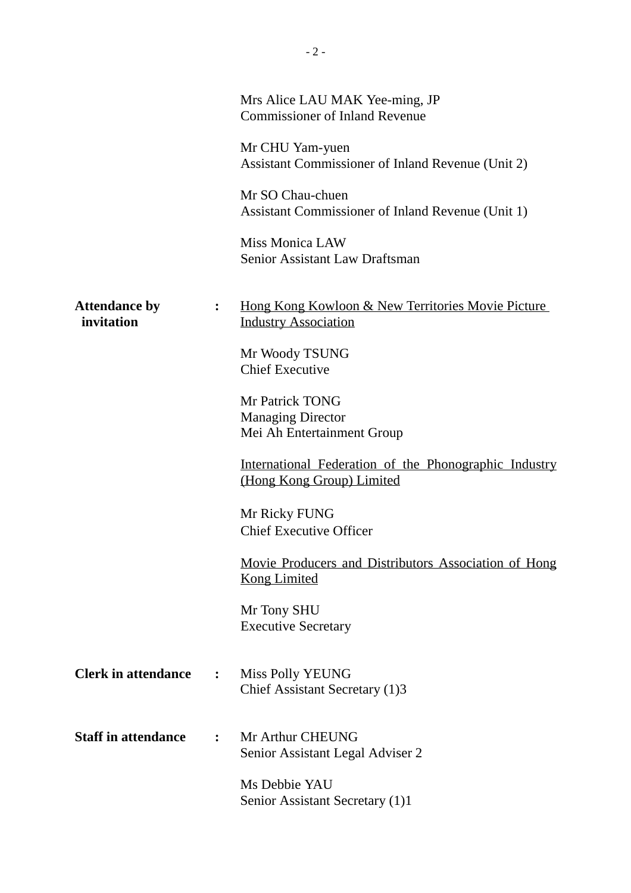Mrs Alice LAU MAK Yee-ming, JP
Commissioner of Inland Revenue

Mr CHU Yam-yuen
Assistant Commissioner of Inland Revenue (Unit 2)

Mr SO Chau-chuen
Assistant Commissioner of Inland Revenue (Unit 1)

Miss Monica LAW
Senior Assistant Law Draftsman

**Attendance by invitation** :

<u>Hong Kong Kowloon & New Territories Movie Picture Industry Association</u>

Mr Woody TSUNG
Chief Executive

Mr Patrick TONG
Managing Director
Mei Ah Entertainment Group

<u>International Federation of the Phonographic Industry (Hong Kong Group) Limited</u>

Mr Ricky FUNG
Chief Executive Officer

<u>Movie Producers and Distributors Association of Hong Kong Limited</u>

Mr Tony SHU
Executive Secretary

**Clerk in attendance** :

Miss Polly YEUNG
Chief Assistant Secretary (1)3

**Staff in attendance** :

Mr Arthur CHEUNG
Senior Assistant Legal Adviser 2

Ms Debbie YAU
Senior Assistant Secretary (1)1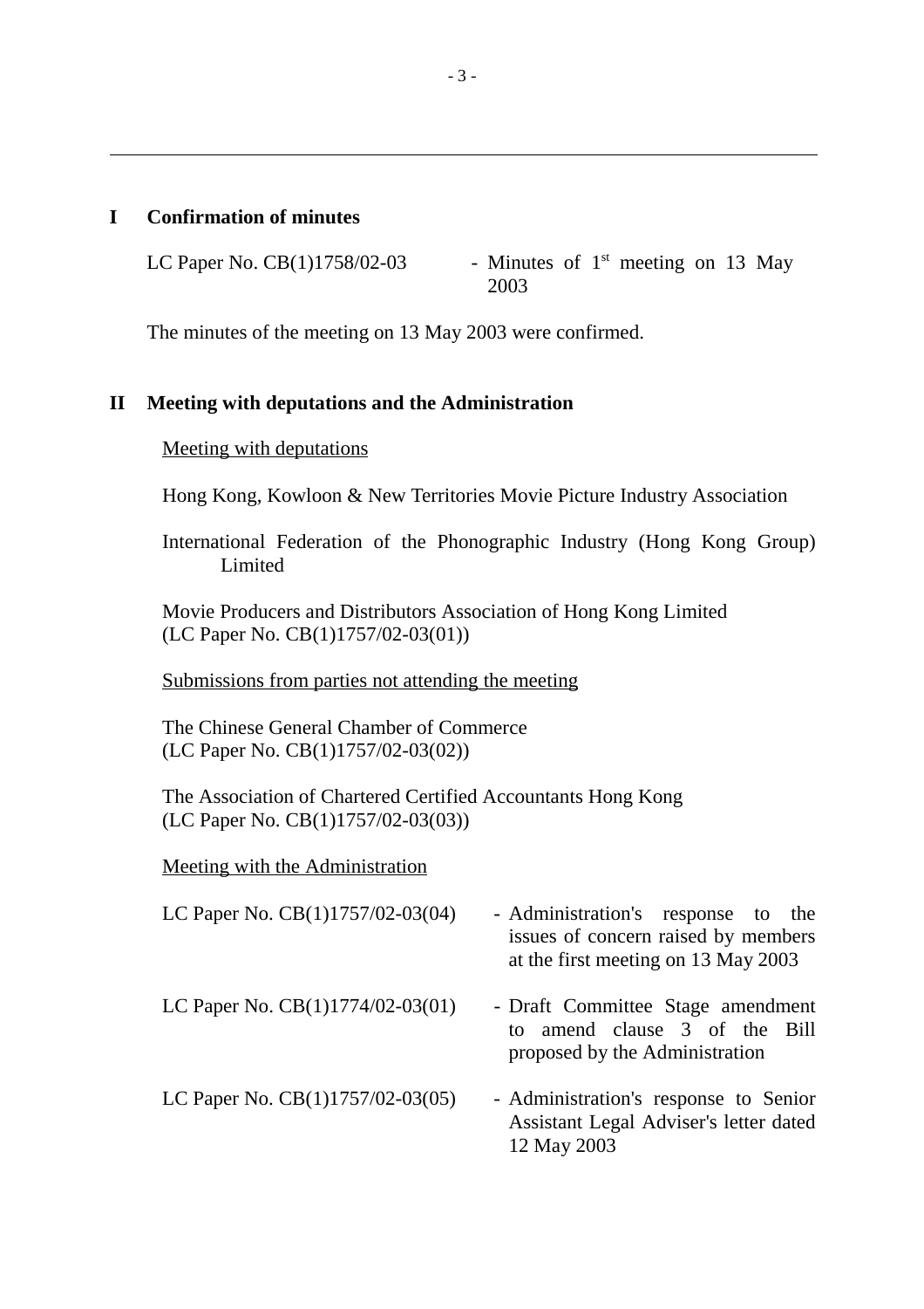## I Confirmation of minutes

| | |
|---|---|
| LC Paper No. CB(1)1758/02-03 | - Minutes of 1st meeting on 13 May 2003 |

The minutes of the meeting on 13 May 2003 were confirmed.

## II Meeting with deputations and the Administration

Meeting with deputations

Hong Kong, Kowloon & New Territories Movie Picture Industry Association

International Federation of the Phonographic Industry (Hong Kong Group) Limited

Movie Producers and Distributors Association of Hong Kong Limited
(LC Paper No. CB(1)1757/02-03(01))

Submissions from parties not attending the meeting

The Chinese General Chamber of Commerce
(LC Paper No. CB(1)1757/02-03(02))

The Association of Chartered Certified Accountants Hong Kong
(LC Paper No. CB(1)1757/02-03(03))

Meeting with the Administration

| | |
|---|---|
| LC Paper No. CB(1)1757/02-03(04) | - Administration's response to the issues of concern raised by members at the first meeting on 13 May 2003 |
| LC Paper No. CB(1)1774/02-03(01) | - Draft Committee Stage amendment to amend clause 3 of the Bill proposed by the Administration |
| LC Paper No. CB(1)1757/02-03(05) | - Administration's response to Senior Assistant Legal Adviser's letter dated 12 May 2003 |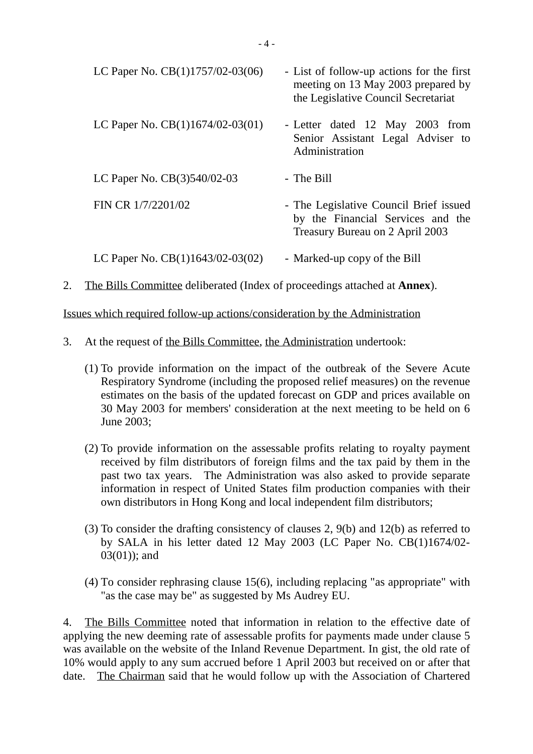| | |
|---|---|
| LC Paper No. CB(1)1757/02-03(06) | - List of follow-up actions for the first meeting on 13 May 2003 prepared by the Legislative Council Secretariat |
| LC Paper No. CB(1)1674/02-03(01) | - Letter dated 12 May 2003 from Senior Assistant Legal Adviser to Administration |
| LC Paper No. CB(3)540/02-03 | - The Bill |
| FIN CR 1/7/2201/02 | - The Legislative Council Brief issued by the Financial Services and the Treasury Bureau on 2 April 2003 |
| LC Paper No. CB(1)1643/02-03(02) | - Marked-up copy of the Bill |

2. The Bills Committee deliberated (Index of proceedings attached at **Annex**).

Issues which required follow-up actions/consideration by the Administration

3. At the request of the Bills Committee, the Administration undertook:

(1) To provide information on the impact of the outbreak of the Severe Acute Respiratory Syndrome (including the proposed relief measures) on the revenue estimates on the basis of the updated forecast on GDP and prices available on 30 May 2003 for members' consideration at the next meeting to be held on 6 June 2003;

(2) To provide information on the assessable profits relating to royalty payment received by film distributors of foreign films and the tax paid by them in the past two tax years. The Administration was also asked to provide separate information in respect of United States film production companies with their own distributors in Hong Kong and local independent film distributors;

(3) To consider the drafting consistency of clauses 2, 9(b) and 12(b) as referred to by SALA in his letter dated 12 May 2003 (LC Paper No. CB(1)1674/02-03(01)); and

(4) To consider rephrasing clause 15(6), including replacing "as appropriate" with "as the case may be" as suggested by Ms Audrey EU.

4. The Bills Committee noted that information in relation to the effective date of applying the new deeming rate of assessable profits for payments made under clause 5 was available on the website of the Inland Revenue Department. In gist, the old rate of 10% would apply to any sum accrued before 1 April 2003 but received on or after that date. The Chairman said that he would follow up with the Association of Chartered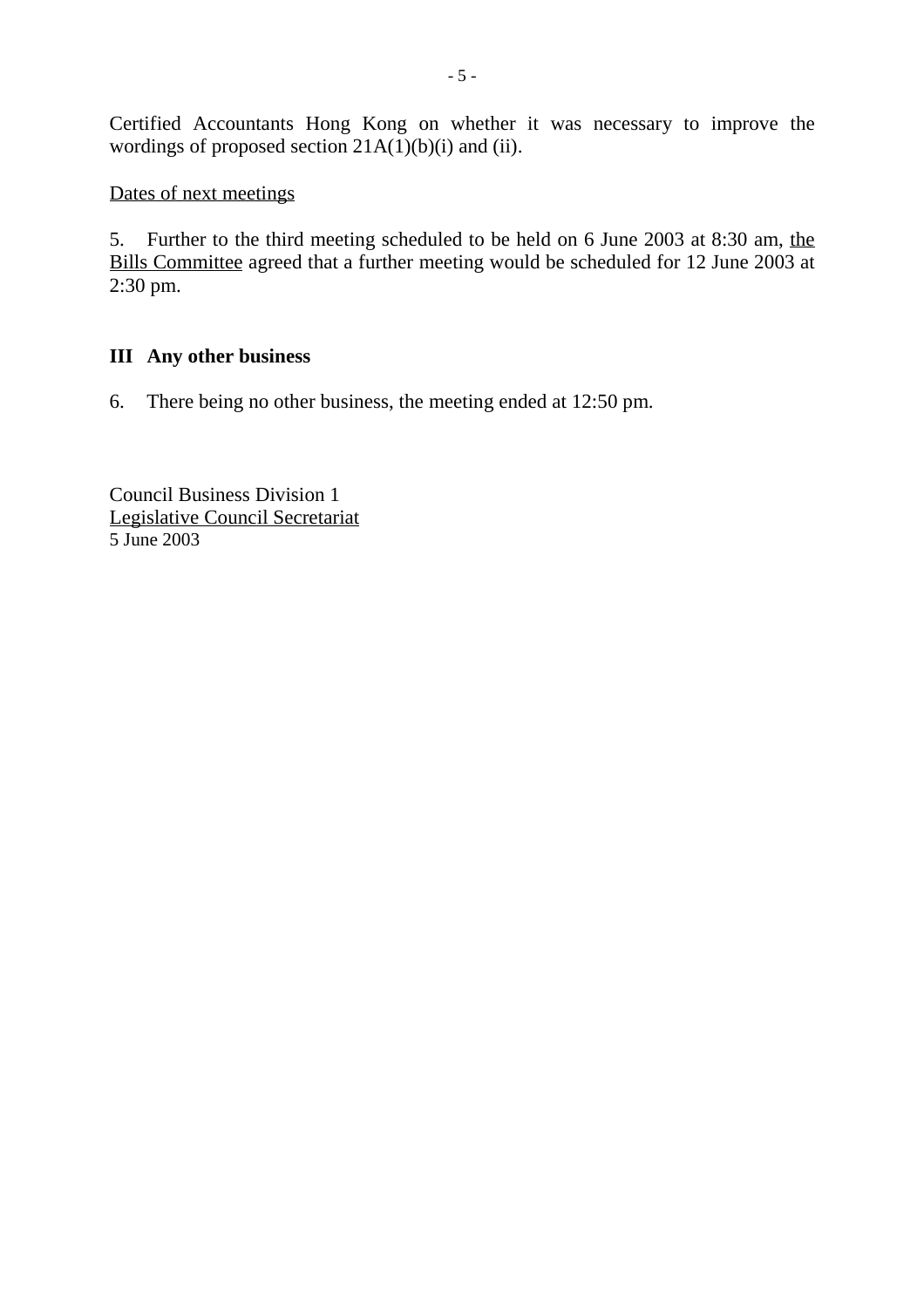Certified Accountants Hong Kong on whether it was necessary to improve the wordings of proposed section 21A(1)(b)(i) and (ii).

Dates of next meetings

5. Further to the third meeting scheduled to be held on 6 June 2003 at 8:30 am, the Bills Committee agreed that a further meeting would be scheduled for 12 June 2003 at 2:30 pm.

## III Any other business

6. There being no other business, the meeting ended at 12:50 pm.

Council Business Division 1
Legislative Council Secretariat
5 June 2003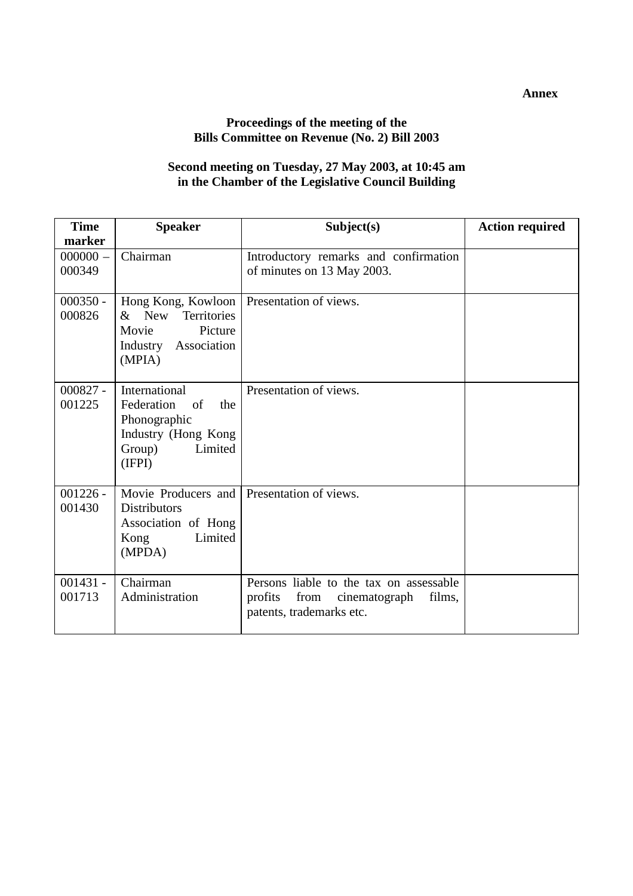**Annex**

**Proceedings of the meeting of the Bills Committee on Revenue (No. 2) Bill 2003**

**Second meeting on Tuesday, 27 May 2003, at 10:45 am in the Chamber of the Legislative Council Building**

| Time marker | Speaker | Subject(s) | Action required |
|---|---|---|---|
| 000000 – 000349 | Chairman | Introductory remarks and confirmation of minutes on 13 May 2003. | |
| 000350 - 000826 | Hong Kong, Kowloon & New Territories Movie Picture Industry Association (MPIA) | Presentation of views. | |
| 000827 - 001225 | International Federation of the Phonographic Industry (Hong Kong Group) Limited (IFPI) | Presentation of views. | |
| 001226 - 001430 | Movie Producers and Distributors Association of Hong Kong Limited (MPDA) | Presentation of views. | |
| 001431 - 001713 | Chairman<br>Administration | Persons liable to the tax on assessable profits from cinematograph films, patents, trademarks etc. | |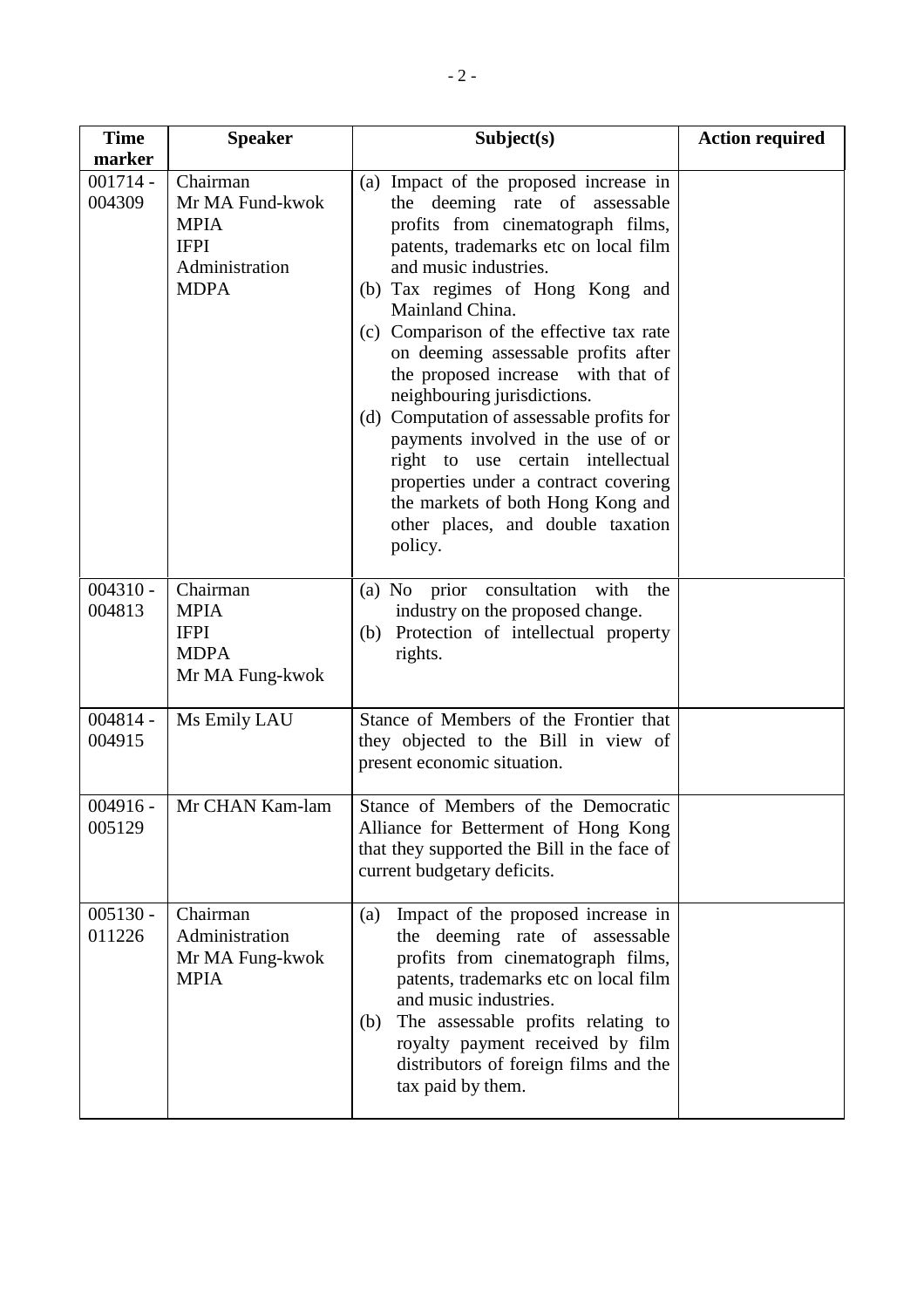| Time marker | Speaker | Subject(s) | Action required |
|---|---|---|---|
| 001714 - 004309 | Chairman<br>Mr MA Fund-kwok<br>MPIA<br>IFPI<br>Administration<br>MDPA | (a) Impact of the proposed increase in the deeming rate of assessable profits from cinematograph films, patents, trademarks etc on local film and music industries.<br>(b) Tax regimes of Hong Kong and Mainland China.<br>(c) Comparison of the effective tax rate on deeming assessable profits after the proposed increase with that of neighbouring jurisdictions.<br>(d) Computation of assessable profits for payments involved in the use of or right to use certain intellectual properties under a contract covering the markets of both Hong Kong and other places, and double taxation policy. | |
| 004310 - 004813 | Chairman<br>MPIA<br>IFPI<br>MDPA<br>Mr MA Fung-kwok | (a) No prior consultation with the industry on the proposed change.<br>(b) Protection of intellectual property rights. | |
| 004814 - 004915 | Ms Emily LAU | Stance of Members of the Frontier that they objected to the Bill in view of present economic situation. | |
| 004916 - 005129 | Mr CHAN Kam-lam | Stance of Members of the Democratic Alliance for Betterment of Hong Kong that they supported the Bill in the face of current budgetary deficits. | |
| 005130 - 011226 | Chairman<br>Administration<br>Mr MA Fung-kwok<br>MPIA | (a) Impact of the proposed increase in the deeming rate of assessable profits from cinematograph films, patents, trademarks etc on local film and music industries.<br>(b) The assessable profits relating to royalty payment received by film distributors of foreign films and the tax paid by them. | |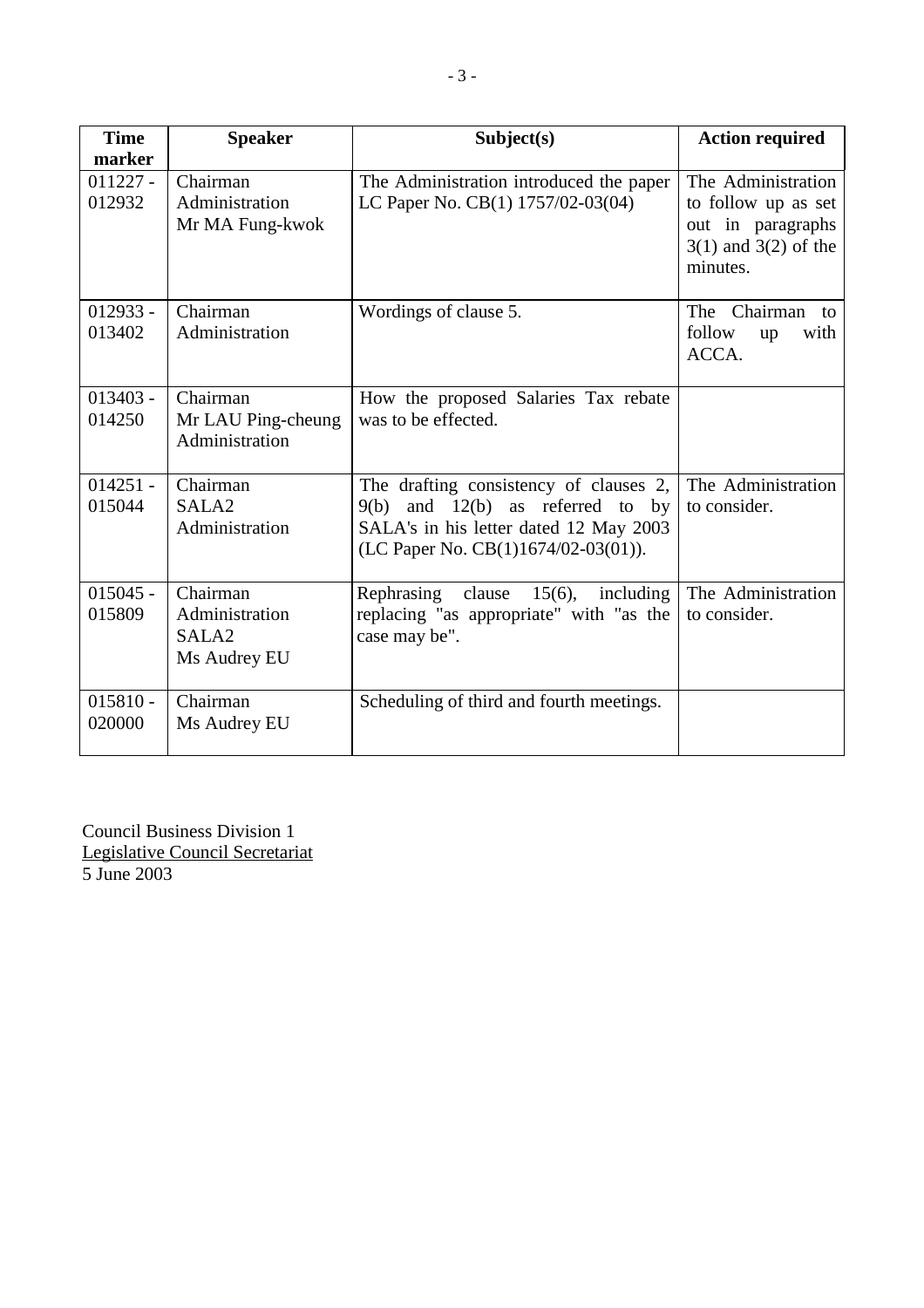| Time marker | Speaker | Subject(s) | Action required |
|---|---|---|---|
| 011227 - 012932 | Chairman<br>Administration<br>Mr MA Fung-kwok | The Administration introduced the paper LC Paper No. CB(1) 1757/02-03(04) | The Administration to follow up as set out in paragraphs 3(1) and 3(2) of the minutes. |
| 012933 - 013402 | Chairman<br>Administration | Wordings of clause 5. | The Chairman to follow up with ACCA. |
| 013403 - 014250 | Chairman<br>Mr LAU Ping-cheung<br>Administration | How the proposed Salaries Tax rebate was to be effected. | |
| 014251 - 015044 | Chairman<br>SALA2<br>Administration | The drafting consistency of clauses 2, 9(b) and 12(b) as referred to by SALA's in his letter dated 12 May 2003 (LC Paper No. CB(1)1674/02-03(01)). | The Administration to consider. |
| 015045 - 015809 | Chairman<br>Administration<br>SALA2<br>Ms Audrey EU | Rephrasing clause 15(6), including replacing "as appropriate" with "as the case may be". | The Administration to consider. |
| 015810 - 020000 | Chairman<br>Ms Audrey EU | Scheduling of third and fourth meetings. | |

Council Business Division 1
Legislative Council Secretariat
5 June 2003